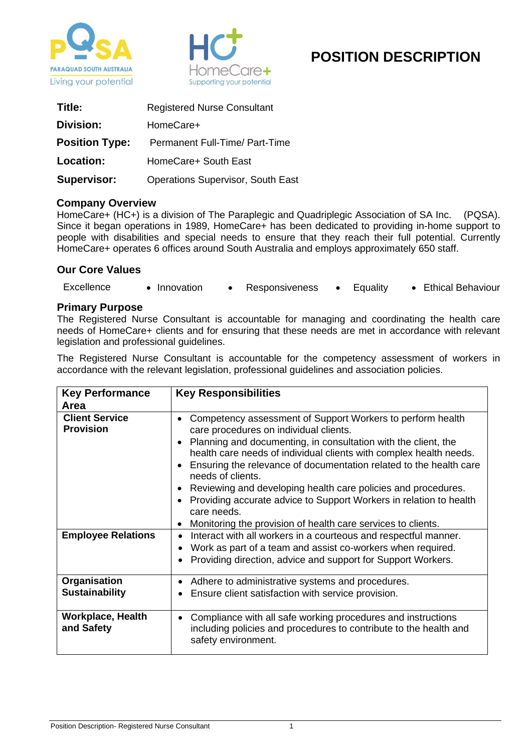# POSITION DESCRIPTION

| | |
|---|---|
| **Title:** | Registered Nurse Consultant |
| **Division:** | HomeCare+ |
| **Position Type:** | Permanent Full-Time/ Part-Time |
| **Location:** | HomeCare+ South East |
| **Supervisor:** | Operations Supervisor, South East |

## Company Overview

HomeCare+ (HC+) is a division of The Paraplegic and Quadriplegic Association of SA Inc. (PQSA). Since it began operations in 1989, HomeCare+ has been dedicated to providing in-home support to people with disabilities and special needs to ensure that they reach their full potential. Currently HomeCare+ operates 6 offices around South Australia and employs approximately 650 staff.

## Our Core Values

- Excellence
- Innovation
- Responsiveness
- Equality
- Ethical Behaviour

## Primary Purpose

The Registered Nurse Consultant is accountable for managing and coordinating the health care needs of HomeCare+ clients and for ensuring that these needs are met in accordance with relevant legislation and professional guidelines.

The Registered Nurse Consultant is accountable for the competency assessment of workers in accordance with the relevant legislation, professional guidelines and association policies.

| Key Performance Area | Key Responsibilities |
|---|---|
| **Client Service Provision** | • Competency assessment of Support Workers to perform health care procedures on individual clients.<br>• Planning and documenting, in consultation with the client, the health care needs of individual clients with complex health needs.<br>• Ensuring the relevance of documentation related to the health care needs of clients.<br>• Reviewing and developing health care policies and procedures.<br>• Providing accurate advice to Support Workers in relation to health care needs.<br>• Monitoring the provision of health care services to clients. |
| **Employee Relations** | • Interact with all workers in a courteous and respectful manner.<br>• Work as part of a team and assist co-workers when required.<br>• Providing direction, advice and support for Support Workers. |
| **Organisation Sustainability** | • Adhere to administrative systems and procedures.<br>• Ensure client satisfaction with service provision. |
| **Workplace, Health and Safety** | • Compliance with all safe working procedures and instructions including policies and procedures to contribute to the health and safety environment. |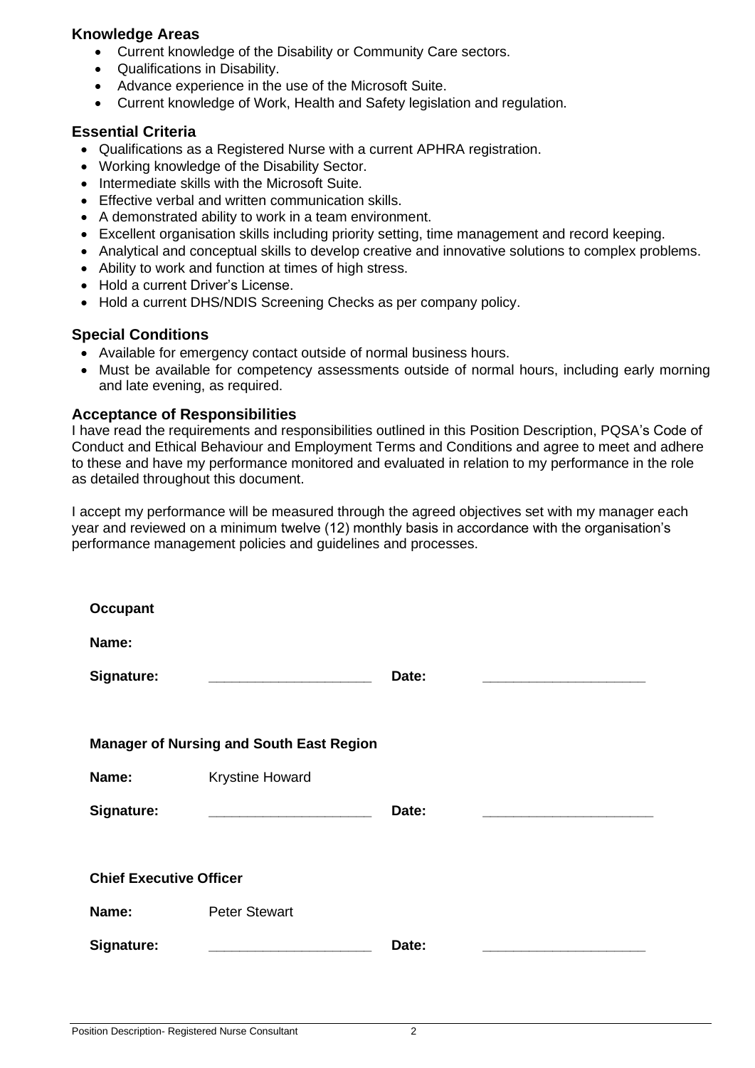### Knowledge Areas

- Current knowledge of the Disability or Community Care sectors.
- Qualifications in Disability.
- Advance experience in the use of the Microsoft Suite.
- Current knowledge of Work, Health and Safety legislation and regulation.

### Essential Criteria

- Qualifications as a Registered Nurse with a current APHRA registration.
- Working knowledge of the Disability Sector.
- Intermediate skills with the Microsoft Suite.
- Effective verbal and written communication skills.
- A demonstrated ability to work in a team environment.
- Excellent organisation skills including priority setting, time management and record keeping.
- Analytical and conceptual skills to develop creative and innovative solutions to complex problems.
- Ability to work and function at times of high stress.
- Hold a current Driver's License.
- Hold a current DHS/NDIS Screening Checks as per company policy.

### Special Conditions

- Available for emergency contact outside of normal business hours.
- Must be available for competency assessments outside of normal hours, including early morning and late evening, as required.

### Acceptance of Responsibilities

I have read the requirements and responsibilities outlined in this Position Description, PQSA's Code of Conduct and Ethical Behaviour and Employment Terms and Conditions and agree to meet and adhere to these and have my performance monitored and evaluated in relation to my performance in the role as detailed throughout this document.

I accept my performance will be measured through the agreed objectives set with my manager each year and reviewed on a minimum twelve (12) monthly basis in accordance with the organisation's performance management policies and guidelines and processes.

**Occupant**

**Name:**

**Signature:** ____________________ **Date:** ____________________

**Manager of Nursing and South East Region**

**Name:** Krystine Howard

**Signature:** ____________________ **Date:** ____________________

**Chief Executive Officer**

**Name:** Peter Stewart

**Signature:** ____________________ **Date:** ____________________